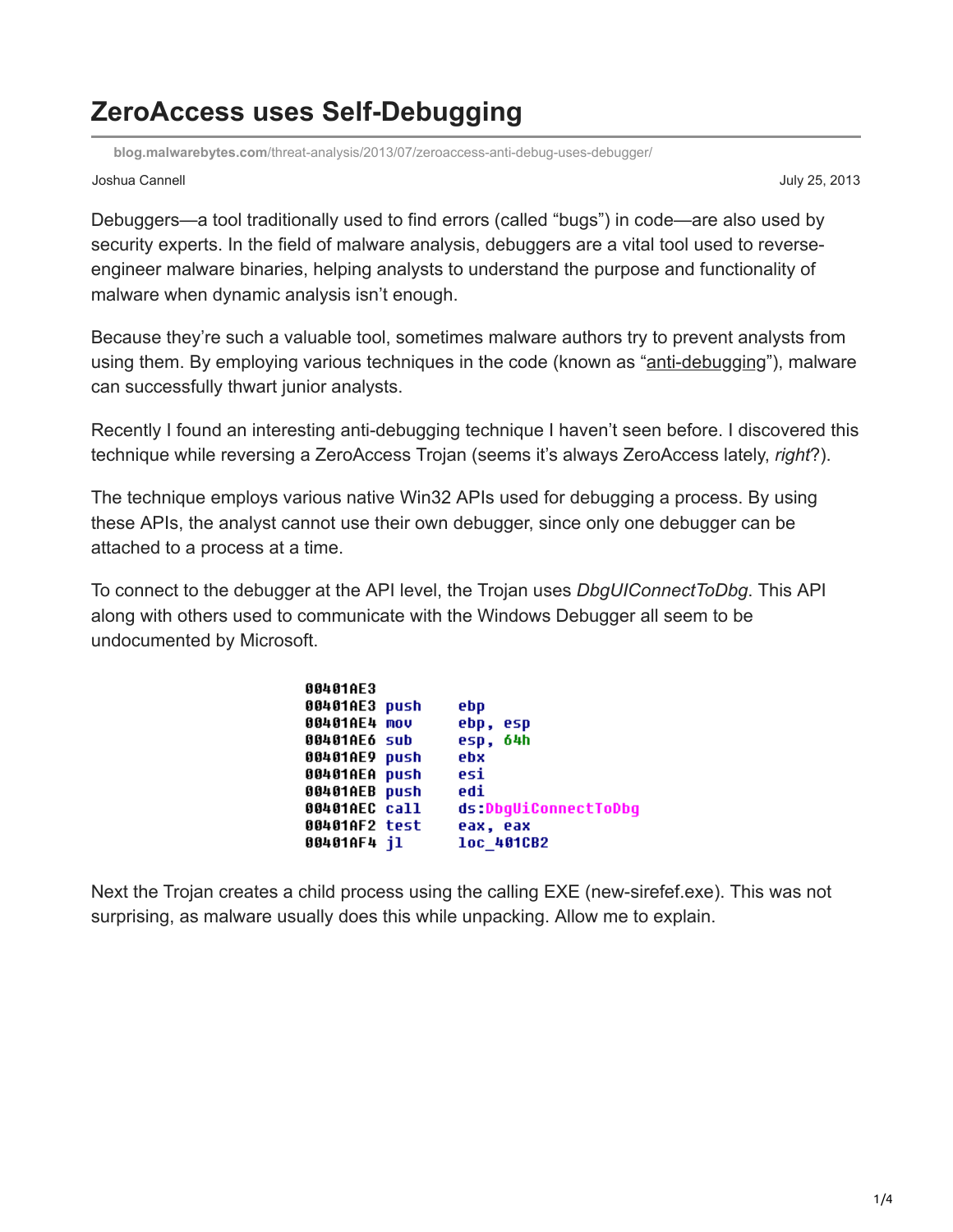# ZeroAccess uses Self-Debugging

blog.malwarebytes.com/threat-analysis/2013/07/zeroaccess-anti-debug-uses-debugger/

Joshua Cannell

July 25, 2013

Debuggers—a tool traditionally used to find errors (called "bugs") in code—are also used by security experts. In the field of malware analysis, debuggers are a vital tool used to reverse-engineer malware binaries, helping analysts to understand the purpose and functionality of malware when dynamic analysis isn't enough.

Because they're such a valuable tool, sometimes malware authors try to prevent analysts from using them. By employing various techniques in the code (known as "anti-debugging"), malware can successfully thwart junior analysts.

Recently I found an interesting anti-debugging technique I haven't seen before. I discovered this technique while reversing a ZeroAccess Trojan (seems it's always ZeroAccess lately, *right*?).

The technique employs various native Win32 APIs used for debugging a process. By using these APIs, the analyst cannot use their own debugger, since only one debugger can be attached to a process at a time.

To connect to the debugger at the API level, the Trojan uses *DbgUIConnectToDbg*. This API along with others used to communicate with the Windows Debugger all seem to be undocumented by Microsoft.

```
00401AE3
00401AE3 push    ebp
00401AE4 mov     ebp, esp
00401AE6 sub     esp, 64h
00401AE9 push    ebx
00401AEA push    esi
00401AEB push    edi
00401AEC call    ds:DbgUiConnectToDbg
00401AF2 test    eax, eax
00401AF4 jl      loc_401CB2
```

Next the Trojan creates a child process using the calling EXE (new-sirefef.exe). This was not surprising, as malware usually does this while unpacking. Allow me to explain.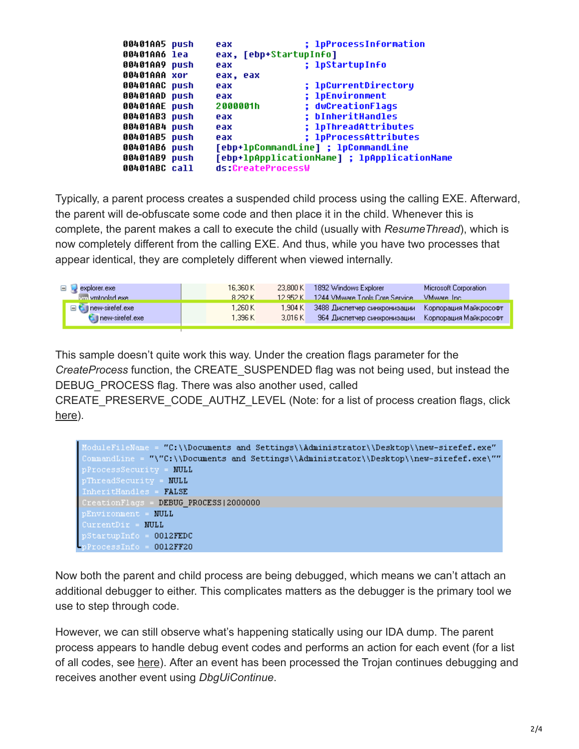```
00401AA5 push    eax              ; lpProcessInformation
00401AA6 lea     eax, [ebp+StartupInfo]
00401AA9 push    eax              ; lpStartupInfo
00401AAA xor     eax, eax
00401AAC push    eax              ; lpCurrentDirectory
00401AAD push    eax              ; lpEnvironment
00401AAE push    2000001h         ; dwCreationFlags
00401AB3 push    eax              ; bInheritHandles
00401AB4 push    eax              ; lpThreadAttributes
00401AB5 push    eax              ; lpProcessAttributes
00401AB6 push    [ebp+lpCommandLine] ; lpCommandLine
00401AB9 push    [ebp+lpApplicationName] ; lpApplicationName
00401ABC call    ds:CreateProcessW
```

Typically, a parent process creates a suspended child process using the calling EXE. Afterward, the parent will de-obfuscate some code and then place it in the child. Whenever this is complete, the parent makes a call to execute the child (usually with *ResumeThread*), which is now completely different from the calling EXE. And thus, while you have two processes that appear identical, they are completely different when viewed internally.

| Process | | Private Bytes | Working Set | PID | Description | Company |
|---|---|---|---|---|---|---|
| explorer.exe | | 16,360 K | 23,800 K | 1892 | Windows Explorer | Microsoft Corporation |
| vmtoolsd.exe | | 8,292 K | 12,952 K | 1244 | VMware Tools Core Service | VMware, Inc. |
| new-sirefef.exe | | 1,260 K | 1,904 K | 3488 | Диспетчер синхронизации | Корпорация Майкрософт |
| new-sirefef.exe | | 1,396 K | 3,016 K | 964 | Диспетчер синхронизации | Корпорация Майкрософт |

This sample doesn't quite work this way. Under the creation flags parameter for the *CreateProcess* function, the CREATE_SUSPENDED flag was not being used, but instead the DEBUG_PROCESS flag. There was also another used, called CREATE_PRESERVE_CODE_AUTHZ_LEVEL (Note: for a list of process creation flags, click here).

```
ModuleFileName = "C:\\Documents and Settings\\Administrator\\Desktop\\new-sirefef.exe"
CommandLine = "\"C:\\Documents and Settings\\Administrator\\Desktop\\new-sirefef.exe\""
pProcessSecurity = NULL
pThreadSecurity = NULL
InheritHandles = FALSE
CreationFlags = DEBUG_PROCESS|2000000
pEnvironment = NULL
CurrentDir = NULL
pStartupInfo = 0012FEDC
pProcessInfo = 0012FF20
```

Now both the parent and child process are being debugged, which means we can't attach an additional debugger to either. This complicates matters as the debugger is the primary tool we use to step through code.

However, we can still observe what's happening statically using our IDA dump. The parent process appears to handle debug event codes and performs an action for each event (for a list of all codes, see here). After an event has been processed the Trojan continues debugging and receives another event using *DbgUiContinue*.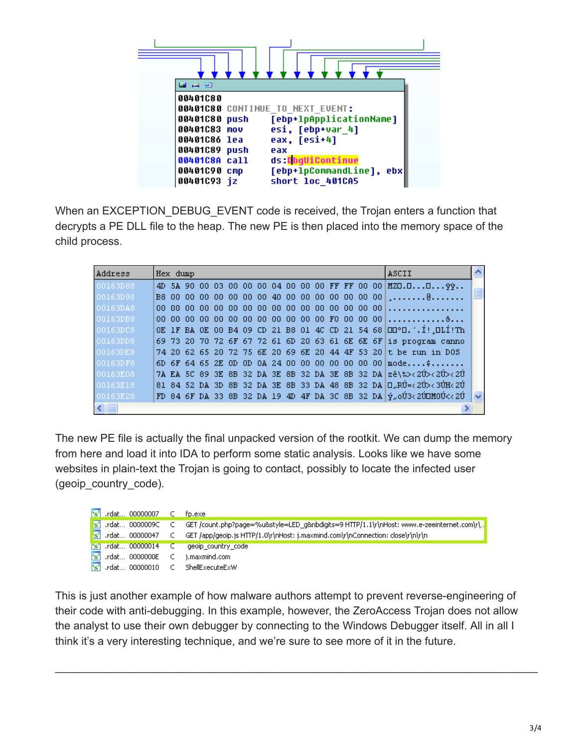```
00401C80
00401C80 CONTINUE_TO_NEXT_EVENT:
00401C80 push    [ebp+lpApplicationName]
00401C83 mov     esi, [ebp+var_4]
00401C86 lea     eax, [esi+4]
00401C89 push    eax
00401C8A call    ds:DbgUiContinue
00401C90 cmp     [ebp+lpCommandLine], ebx
00401C93 jz      short loc_401CA5
```

When an EXCEPTION_DEBUG_EVENT code is received, the Trojan enters a function that decrypts a PE DLL file to the heap. The new PE is then placed into the memory space of the child process.

| Address | Hex dump | ASCII |
|---|---|---|
| 00163D88 | 4D 5A 90 00 03 00 00 00 04 00 00 00 FF FF 00 00 | MZ□.□...□...ÿÿ.. |
| 00163D98 | B8 00 00 00 00 00 00 00 40 00 00 00 00 00 00 00 | ¸.......@....... |
| 00163DA8 | 00 00 00 00 00 00 00 00 00 00 00 00 00 00 00 00 | ................ |
| 00163DB8 | 00 00 00 00 00 00 00 00 00 00 00 00 F0 00 00 00 | ............ð... |
| 00163DC8 | 0E 1F BA 0E 00 B4 09 CD 21 B8 01 4C CD 21 54 68 | □□º□.´.Í!¸□LÍ!Th |
| 00163DD8 | 69 73 20 70 72 6F 67 72 61 6D 20 63 61 6E 6E 6F | is program canno |
| 00163DE8 | 74 20 62 65 20 72 75 6E 20 69 6E 20 44 4F 53 20 | t be run in DOS |
| 00163DF8 | 6D 6F 64 65 2E 0D 0D 0A 24 00 00 00 00 00 00 00 | mode....$....... |
| 00163E08 | 7A EA 5C 89 3E 8B 32 DA 3E 8B 32 DA 3E 8B 32 DA | zê\‰>‹2Ú>‹2Ú>‹2Ú |
| 00163E18 | 81 84 52 DA 3D 8B 32 DA 3E 8B 33 DA 48 8B 32 DA | □„RÚ=‹2Ú>‹3ÚH‹2Ú |
| 00163E28 | FD 84 6F DA 33 8B 32 DA 19 4D 4F DA 3C 8B 32 DA | ý„oÚ3‹2Ú□MOÚ<‹2Ú |

The new PE file is actually the final unpacked version of the rootkit. We can dump the memory from here and load it into IDA to perform some static analysis. Looks like we have some websites in plain-text the Trojan is going to contact, possibly to locate the infected user (geoip_country_code).

| Section | Length | Type | String |
|---|---|---|---|
| .rdat... | 00000007 | C | fp.exe |
| .rdat... | 0000009C | C | GET /count.php?page=%u&style=LED_g&nbdigits=9 HTTP/1.1\r\nHost: www.e-zeeinternet.com\r\... |
| .rdat... | 00000047 | C | GET /app/geoip.js HTTP/1.0\r\nHost: j.maxmind.com\r\nConnection: close\r\n\r\n |
| .rdat... | 00000014 | C | geoip_country_code |
| .rdat... | 0000000E | C | j.maxmind.com |
| .rdat... | 00000010 | C | ShellExecuteExW |

This is just another example of how malware authors attempt to prevent reverse-engineering of their code with anti-debugging. In this example, however, the ZeroAccess Trojan does not allow the analyst to use their own debugger by connecting to the Windows Debugger itself. All in all I think it's a very interesting technique, and we're sure to see more of it in the future.

---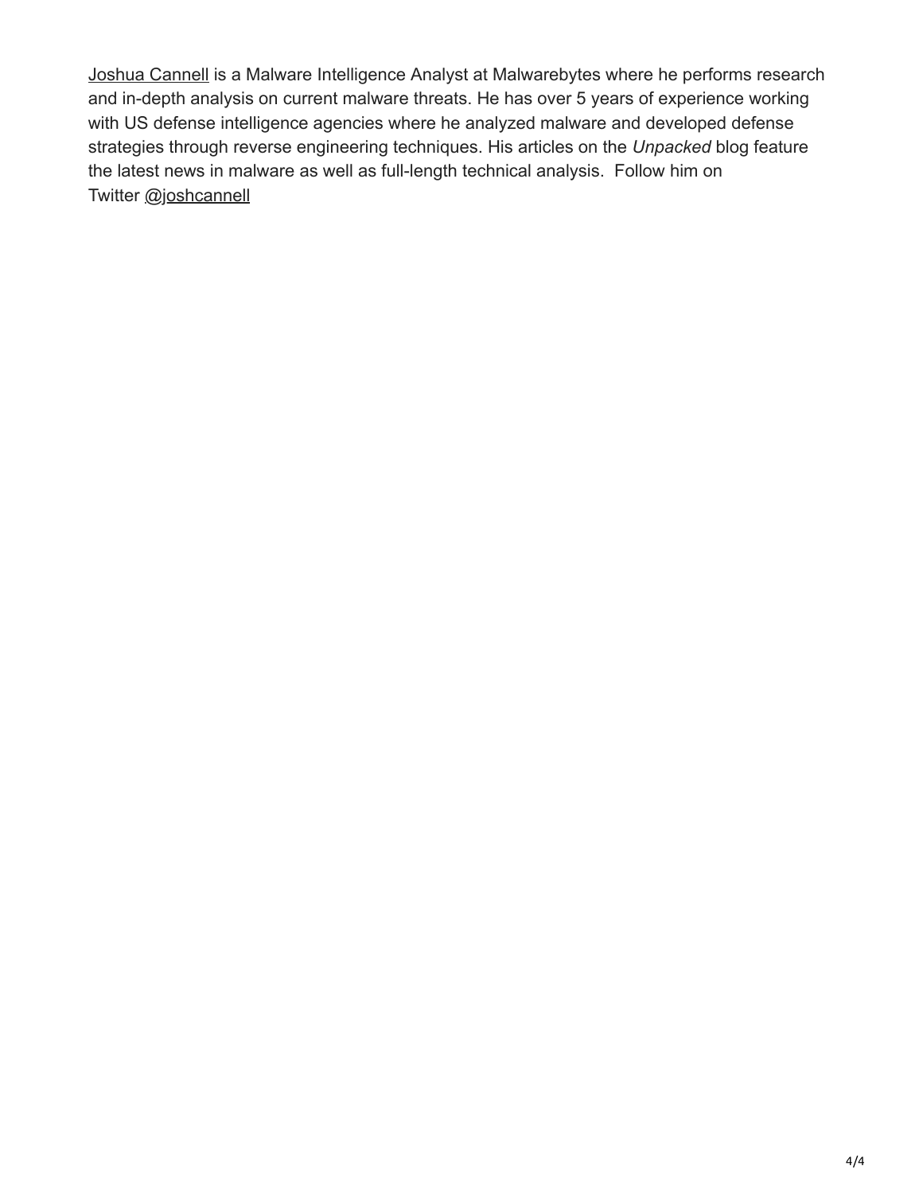Joshua Cannell is a Malware Intelligence Analyst at Malwarebytes where he performs research and in-depth analysis on current malware threats. He has over 5 years of experience working with US defense intelligence agencies where he analyzed malware and developed defense strategies through reverse engineering techniques. His articles on the *Unpacked* blog feature the latest news in malware as well as full-length technical analysis. Follow him on Twitter @joshcannell